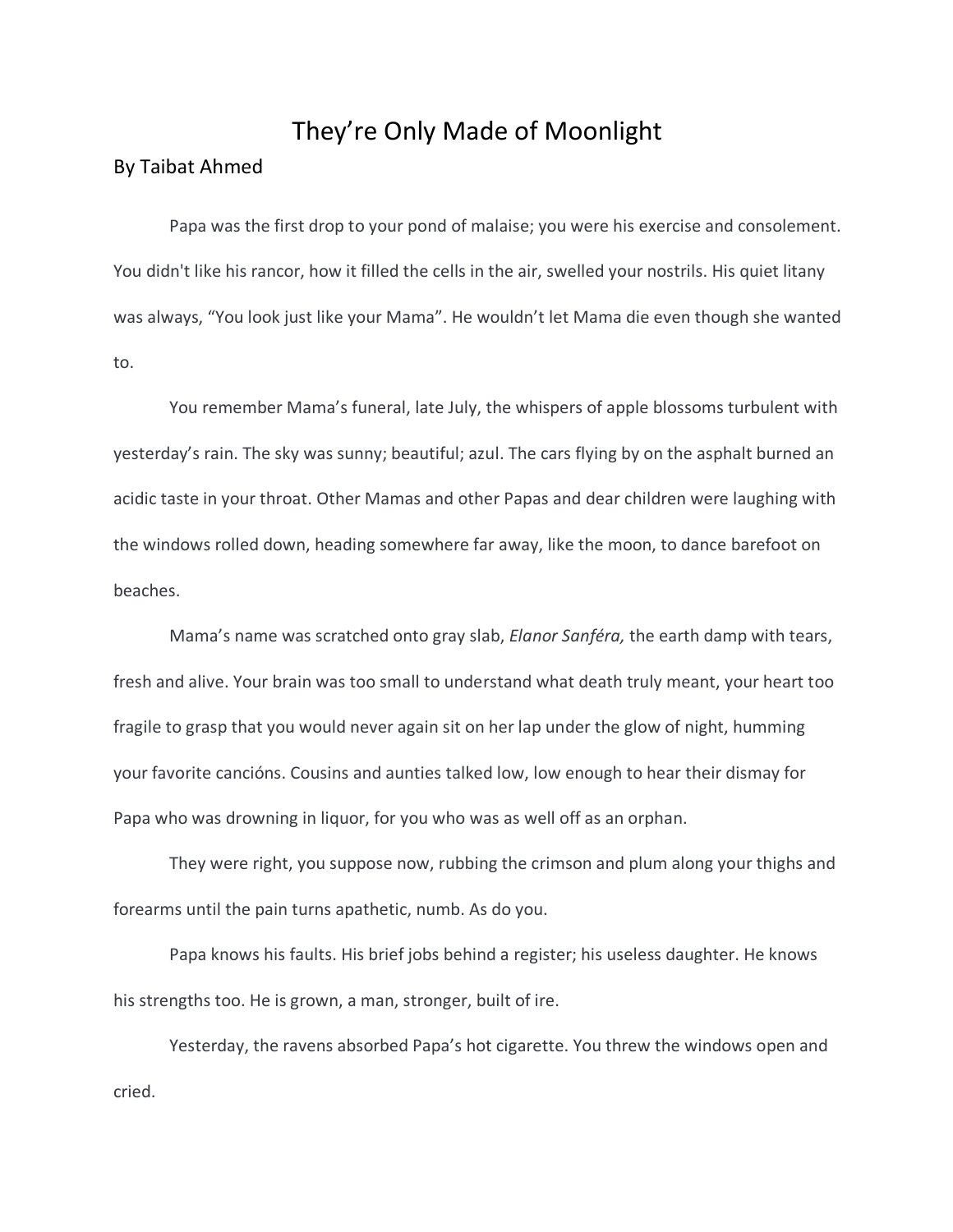# They're Only Made of Moonlight

By Taibat Ahmed

Papa was the first drop to your pond of malaise; you were his exercise and consolement. You didn't like his rancor, how it filled the cells in the air, swelled your nostrils. His quiet litany was always, "You look just like your Mama". He wouldn't let Mama die even though she wanted to.

You remember Mama's funeral, late July, the whispers of apple blossoms turbulent with yesterday's rain. The sky was sunny; beautiful; azul. The cars flying by on the asphalt burned an acidic taste in your throat. Other Mamas and other Papas and dear children were laughing with the windows rolled down, heading somewhere far away, like the moon, to dance barefoot on beaches.

Mama's name was scratched onto gray slab, *Elanor Sanféra,* the earth damp with tears, fresh and alive. Your brain was too small to understand what death truly meant, your heart too fragile to grasp that you would never again sit on her lap under the glow of night, humming your favorite cancións. Cousins and aunties talked low, low enough to hear their dismay for Papa who was drowning in liquor, for you who was as well off as an orphan.

They were right, you suppose now, rubbing the crimson and plum along your thighs and forearms until the pain turns apathetic, numb. As do you.

Papa knows his faults. His brief jobs behind a register; his useless daughter. He knows his strengths too. He is grown, a man, stronger, built of ire.

Yesterday, the ravens absorbed Papa's hot cigarette. You threw the windows open and cried.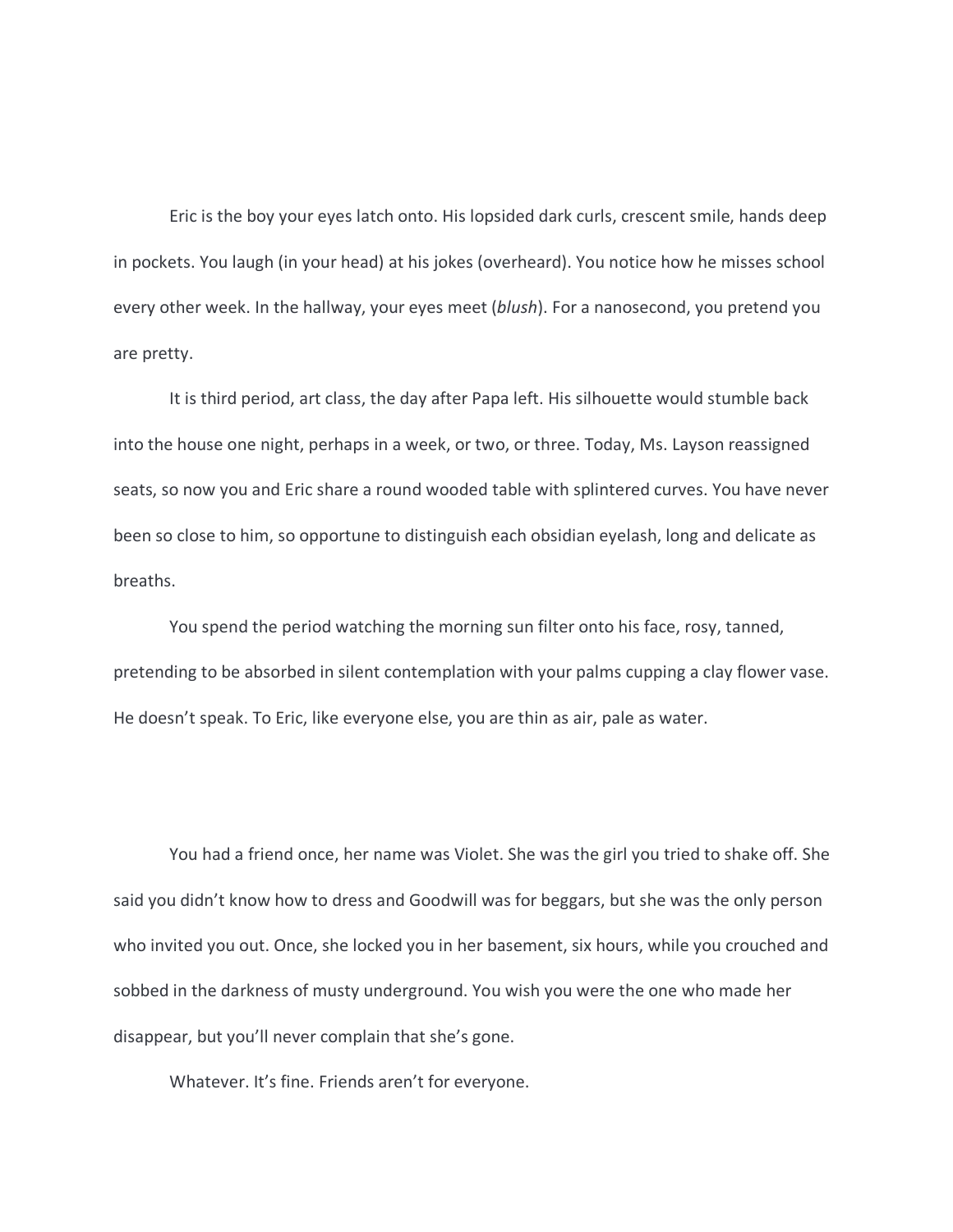Eric is the boy your eyes latch onto. His lopsided dark curls, crescent smile, hands deep in pockets. You laugh (in your head) at his jokes (overheard). You notice how he misses school every other week. In the hallway, your eyes meet (*blush*). For a nanosecond, you pretend you are pretty.

It is third period, art class, the day after Papa left. His silhouette would stumble back into the house one night, perhaps in a week, or two, or three. Today, Ms. Layson reassigned seats, so now you and Eric share a round wooded table with splintered curves. You have never been so close to him, so opportune to distinguish each obsidian eyelash, long and delicate as breaths.

You spend the period watching the morning sun filter onto his face, rosy, tanned, pretending to be absorbed in silent contemplation with your palms cupping a clay flower vase. He doesn't speak. To Eric, like everyone else, you are thin as air, pale as water.

You had a friend once, her name was Violet. She was the girl you tried to shake off. She said you didn't know how to dress and Goodwill was for beggars, but she was the only person who invited you out. Once, she locked you in her basement, six hours, while you crouched and sobbed in the darkness of musty underground. You wish you were the one who made her disappear, but you'll never complain that she's gone.

Whatever. It's fine. Friends aren't for everyone.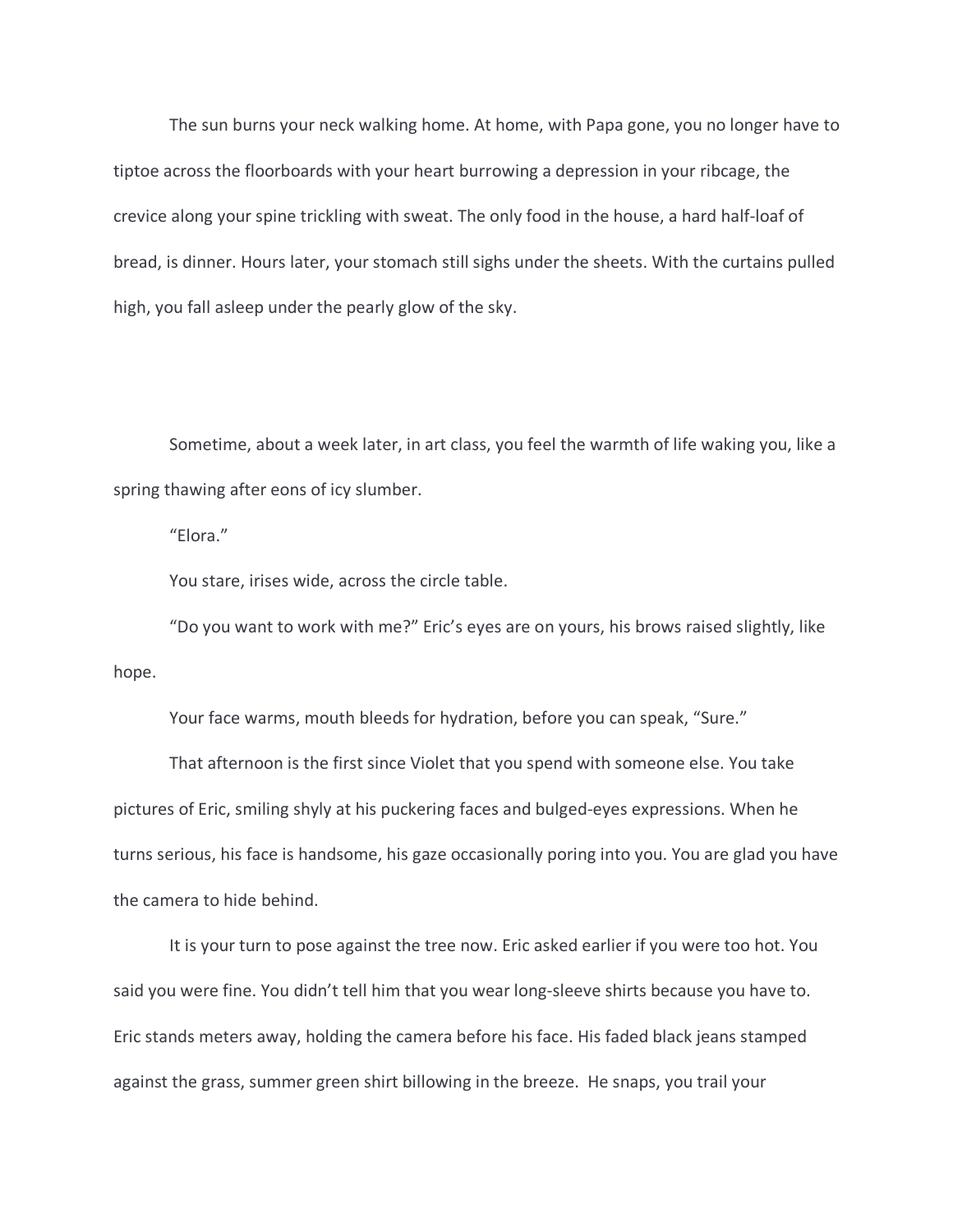The sun burns your neck walking home. At home, with Papa gone, you no longer have to tiptoe across the floorboards with your heart burrowing a depression in your ribcage, the crevice along your spine trickling with sweat. The only food in the house, a hard half-loaf of bread, is dinner. Hours later, your stomach still sighs under the sheets. With the curtains pulled high, you fall asleep under the pearly glow of the sky.

Sometime, about a week later, in art class, you feel the warmth of life waking you, like a spring thawing after eons of icy slumber.

"Elora."

You stare, irises wide, across the circle table.

"Do you want to work with me?" Eric's eyes are on yours, his brows raised slightly, like hope.

Your face warms, mouth bleeds for hydration, before you can speak, "Sure."

That afternoon is the first since Violet that you spend with someone else. You take pictures of Eric, smiling shyly at his puckering faces and bulged-eyes expressions. When he turns serious, his face is handsome, his gaze occasionally poring into you. You are glad you have the camera to hide behind.

It is your turn to pose against the tree now. Eric asked earlier if you were too hot. You said you were fine. You didn't tell him that you wear long-sleeve shirts because you have to. Eric stands meters away, holding the camera before his face. His faded black jeans stamped against the grass, summer green shirt billowing in the breeze. He snaps, you trail your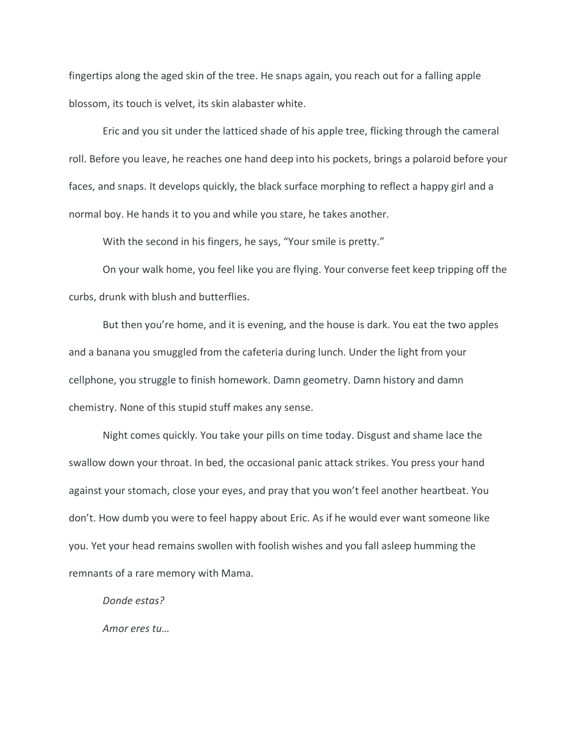fingertips along the aged skin of the tree. He snaps again, you reach out for a falling apple blossom, its touch is velvet, its skin alabaster white.

Eric and you sit under the latticed shade of his apple tree, flicking through the cameral roll. Before you leave, he reaches one hand deep into his pockets, brings a polaroid before your faces, and snaps. It develops quickly, the black surface morphing to reflect a happy girl and a normal boy. He hands it to you and while you stare, he takes another.

With the second in his fingers, he says, "Your smile is pretty."

On your walk home, you feel like you are flying. Your converse feet keep tripping off the curbs, drunk with blush and butterflies.

But then you're home, and it is evening, and the house is dark. You eat the two apples and a banana you smuggled from the cafeteria during lunch. Under the light from your cellphone, you struggle to finish homework. Damn geometry. Damn history and damn chemistry. None of this stupid stuff makes any sense.

Night comes quickly. You take your pills on time today. Disgust and shame lace the swallow down your throat. In bed, the occasional panic attack strikes. You press your hand against your stomach, close your eyes, and pray that you won't feel another heartbeat. You don't. How dumb you were to feel happy about Eric. As if he would ever want someone like you. Yet your head remains swollen with foolish wishes and you fall asleep humming the remnants of a rare memory with Mama.

*Donde estas?*

*Amor eres tu…*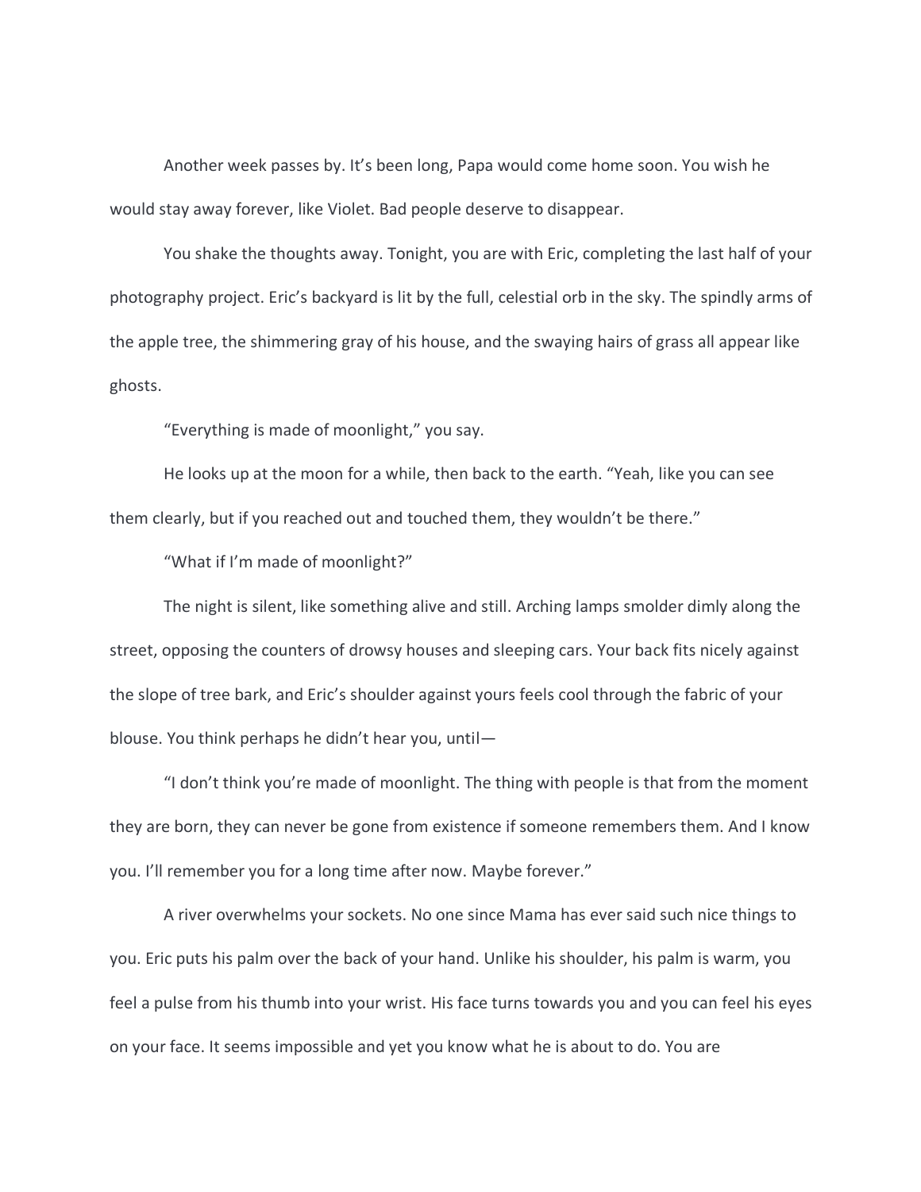Another week passes by. It's been long, Papa would come home soon. You wish he would stay away forever, like Violet. Bad people deserve to disappear.

You shake the thoughts away. Tonight, you are with Eric, completing the last half of your photography project. Eric's backyard is lit by the full, celestial orb in the sky. The spindly arms of the apple tree, the shimmering gray of his house, and the swaying hairs of grass all appear like ghosts.

"Everything is made of moonlight," you say.

He looks up at the moon for a while, then back to the earth. "Yeah, like you can see them clearly, but if you reached out and touched them, they wouldn't be there."

"What if I'm made of moonlight?"

The night is silent, like something alive and still. Arching lamps smolder dimly along the street, opposing the counters of drowsy houses and sleeping cars. Your back fits nicely against the slope of tree bark, and Eric's shoulder against yours feels cool through the fabric of your blouse. You think perhaps he didn't hear you, until—

"I don't think you're made of moonlight. The thing with people is that from the moment they are born, they can never be gone from existence if someone remembers them. And I know you. I'll remember you for a long time after now. Maybe forever."

A river overwhelms your sockets. No one since Mama has ever said such nice things to you. Eric puts his palm over the back of your hand. Unlike his shoulder, his palm is warm, you feel a pulse from his thumb into your wrist. His face turns towards you and you can feel his eyes on your face. It seems impossible and yet you know what he is about to do. You are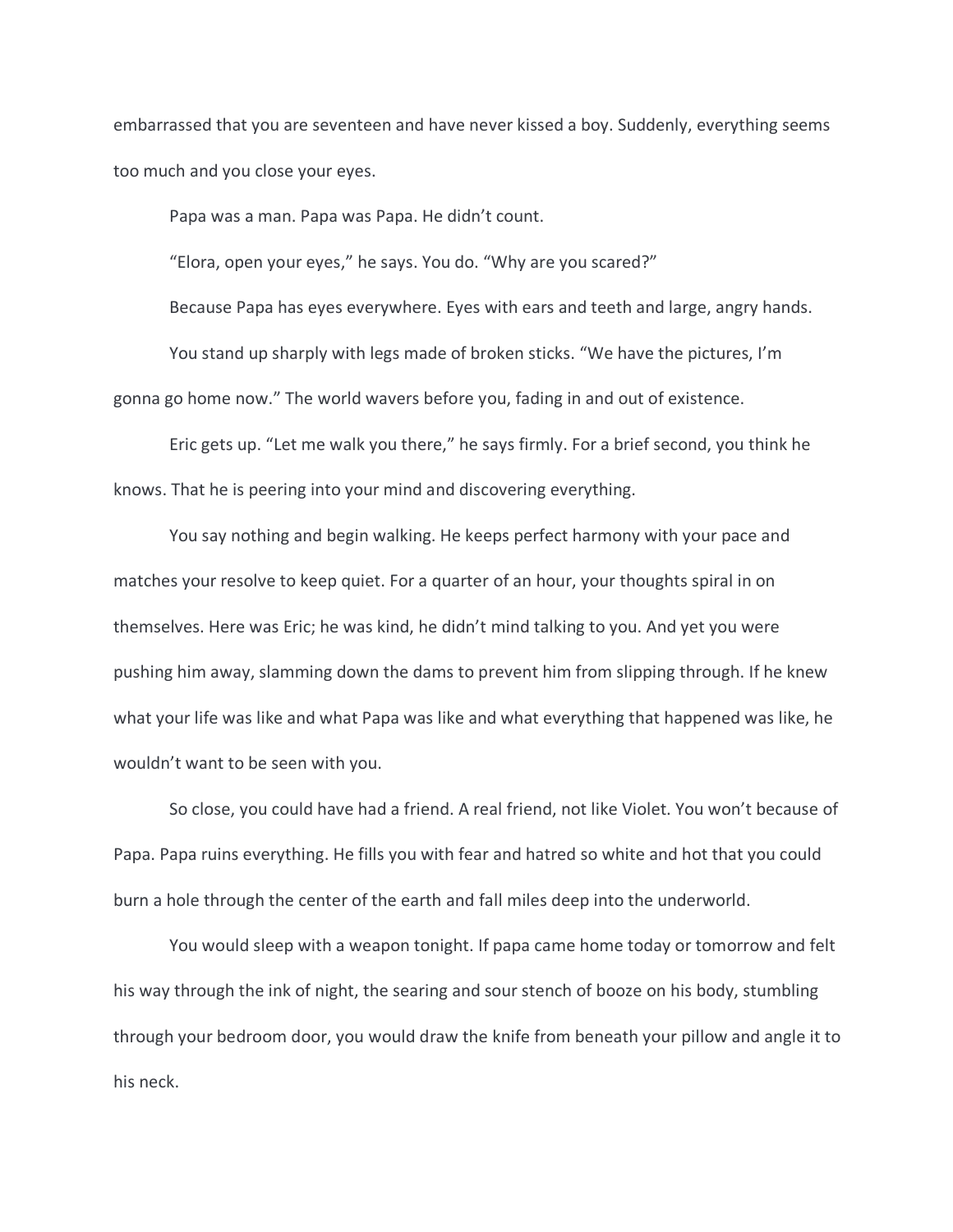embarrassed that you are seventeen and have never kissed a boy. Suddenly, everything seems too much and you close your eyes.

Papa was a man. Papa was Papa. He didn't count.

"Elora, open your eyes," he says. You do. "Why are you scared?"

Because Papa has eyes everywhere. Eyes with ears and teeth and large, angry hands.

You stand up sharply with legs made of broken sticks. "We have the pictures, I'm gonna go home now." The world wavers before you, fading in and out of existence.

Eric gets up. "Let me walk you there," he says firmly. For a brief second, you think he knows. That he is peering into your mind and discovering everything.

You say nothing and begin walking. He keeps perfect harmony with your pace and matches your resolve to keep quiet. For a quarter of an hour, your thoughts spiral in on themselves. Here was Eric; he was kind, he didn't mind talking to you. And yet you were pushing him away, slamming down the dams to prevent him from slipping through. If he knew what your life was like and what Papa was like and what everything that happened was like, he wouldn't want to be seen with you.

So close, you could have had a friend. A real friend, not like Violet. You won't because of Papa. Papa ruins everything. He fills you with fear and hatred so white and hot that you could burn a hole through the center of the earth and fall miles deep into the underworld.

You would sleep with a weapon tonight. If papa came home today or tomorrow and felt his way through the ink of night, the searing and sour stench of booze on his body, stumbling through your bedroom door, you would draw the knife from beneath your pillow and angle it to his neck.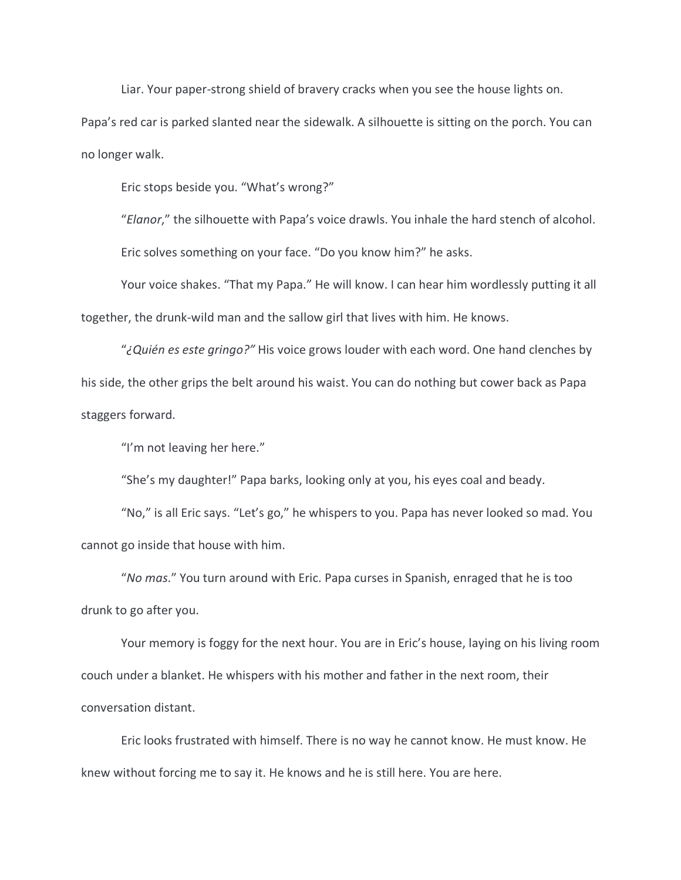Liar. Your paper-strong shield of bravery cracks when you see the house lights on. Papa's red car is parked slanted near the sidewalk. A silhouette is sitting on the porch. You can no longer walk.

Eric stops beside you. "What's wrong?"

"*Elanor*," the silhouette with Papa's voice drawls. You inhale the hard stench of alcohol.

Eric solves something on your face. "Do you know him?" he asks.

Your voice shakes. "That my Papa." He will know. I can hear him wordlessly putting it all together, the drunk-wild man and the sallow girl that lives with him. He knows.

"*¿Quién es este gringo?"* His voice grows louder with each word. One hand clenches by his side, the other grips the belt around his waist. You can do nothing but cower back as Papa staggers forward.

"I'm not leaving her here."

"She's my daughter!" Papa barks, looking only at you, his eyes coal and beady.

"No," is all Eric says. "Let's go," he whispers to you. Papa has never looked so mad. You cannot go inside that house with him.

"*No mas*." You turn around with Eric. Papa curses in Spanish, enraged that he is too drunk to go after you.

Your memory is foggy for the next hour. You are in Eric's house, laying on his living room couch under a blanket. He whispers with his mother and father in the next room, their conversation distant.

Eric looks frustrated with himself. There is no way he cannot know. He must know. He knew without forcing me to say it. He knows and he is still here. You are here.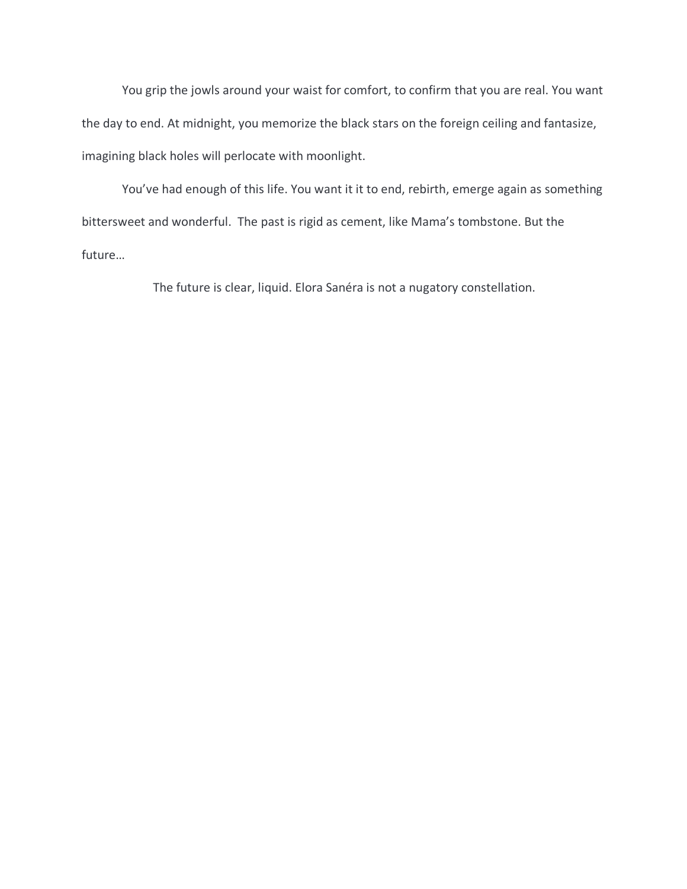You grip the jowls around your waist for comfort, to confirm that you are real. You want the day to end. At midnight, you memorize the black stars on the foreign ceiling and fantasize, imagining black holes will perlocate with moonlight.

You've had enough of this life. You want it it to end, rebirth, emerge again as something bittersweet and wonderful.  The past is rigid as cement, like Mama's tombstone. But the future…

The future is clear, liquid. Elora Sanéra is not a nugatory constellation.